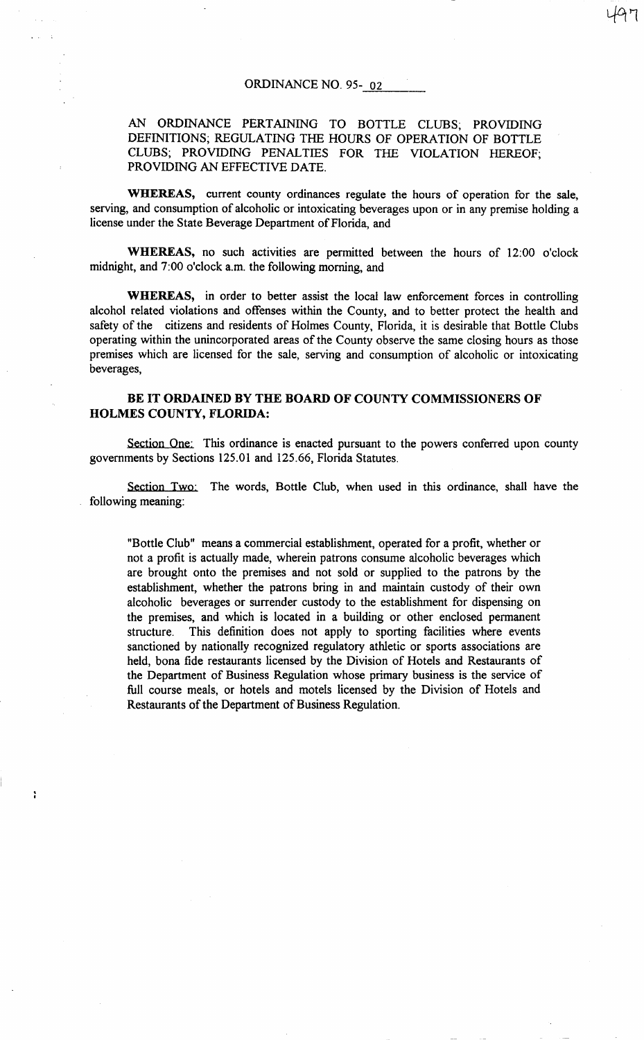# ORDINANCE NO. 95-02

AN ORDINANCE PERTAINING TO BOTTLE CLUBS; PROVIDING DEFINITIONS; REGULATING THE HOURS OF OPERATION OF BOTTLE CLUBS; PROVIDING PENALTIES FOR THE VIOLATION HEREOF; PROVIDING AN EFFECTIVE DATE.

**WHEREAS,** current county ordinances regulate the hours of operation for the sale, serving, and consumption of alcoholic or intoxicating beverages upon or in any premise holding a license under the State Beverage Department of Florida, and

**WHEREAS,** no such activities are permitted between the hours of 12:00 o'clock midnight, and 7:00 o'clock a.m. the following morning, and

**WHEREAS,** in order to better assist the local law enforcement forces in controlling alcohol related violations and offenses within the County, and to better protect the health and safety of the citizens and residents of Holmes County, Florida, it is desirable that Bottle Clubs operating within the unincorporated areas of the County observe the same closing hours as those premises which are licensed for the sale, serving and consumption of alcoholic or intoxicating beverages,

**BE IT ORDAINED BY THE BOARD OF COUNTY COMMISSIONERS OF HOLMES COUNTY, FLORIDA:**

Section One: This ordinance is enacted pursuant to the powers conferred upon county governments by Sections 125.01 and 125.66, Florida Statutes.

Section Two: The words, Bottle Club, when used in this ordinance, shall have the following meaning:

> "Bottle Club" means a commercial establishment, operated for a profit, whether or not a profit is actually made, wherein patrons consume alcoholic beverages which are brought onto the premises and not sold or supplied to the patrons by the establishment, whether the patrons bring in and maintain custody of their own alcoholic beverages or surrender custody to the establishment for dispensing on the premises, and which is located in a building or other enclosed permanent structure. This definition does not apply to sporting facilities where events sanctioned by nationally recognized regulatory athletic or sports associations are held, bona fide restaurants licensed by the Division of Hotels and Restaurants of the Department of Business Regulation whose primary business is the service of full course meals, or hotels and motels licensed by the Division of Hotels and Restaurants of the Department of Business Regulation.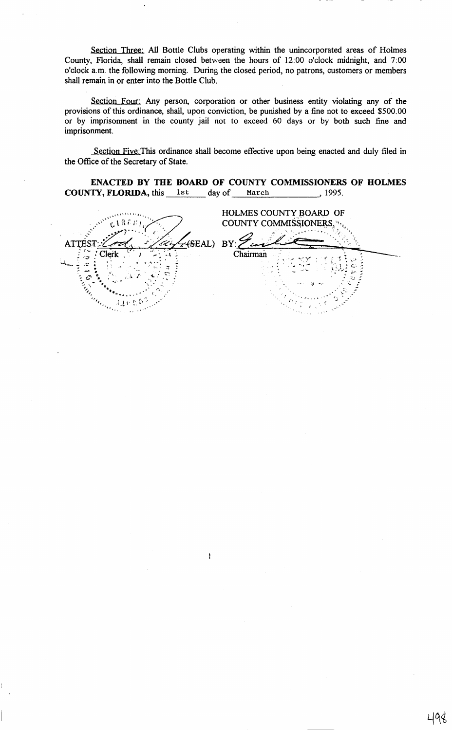Section Three: All Bottle Clubs operating within the unincorporated areas of Holmes County, Florida, shall remain closed between the hours of 12:00 o'clock midnight, and 7:00 o'clock a.m. the following morning. During the closed period, no patrons, customers or members shall remain in or enter into the Bottle Club.

Section Four: Any person, corporation or other business entity violating any of the provisions of this ordinance, shall, upon conviction, be punished by a fine not to exceed $500.00 or by imprisonment in the county jail not to exceed 60 days or by both such fine and imprisonment.

Section Five: This ordinance shall become effective upon being enacted and duly filed in the Office of the Secretary of State.

**ENACTED BY THE BOARD OF COUNTY COMMISSIONERS OF HOLMES COUNTY, FLORIDA,** this 1st day of March, 1995.

ATTEST: _______________ (SEAL)
Clerk

HOLMES COUNTY BOARD OF COUNTY COMMISSIONERS

BY: _______________
Chairman